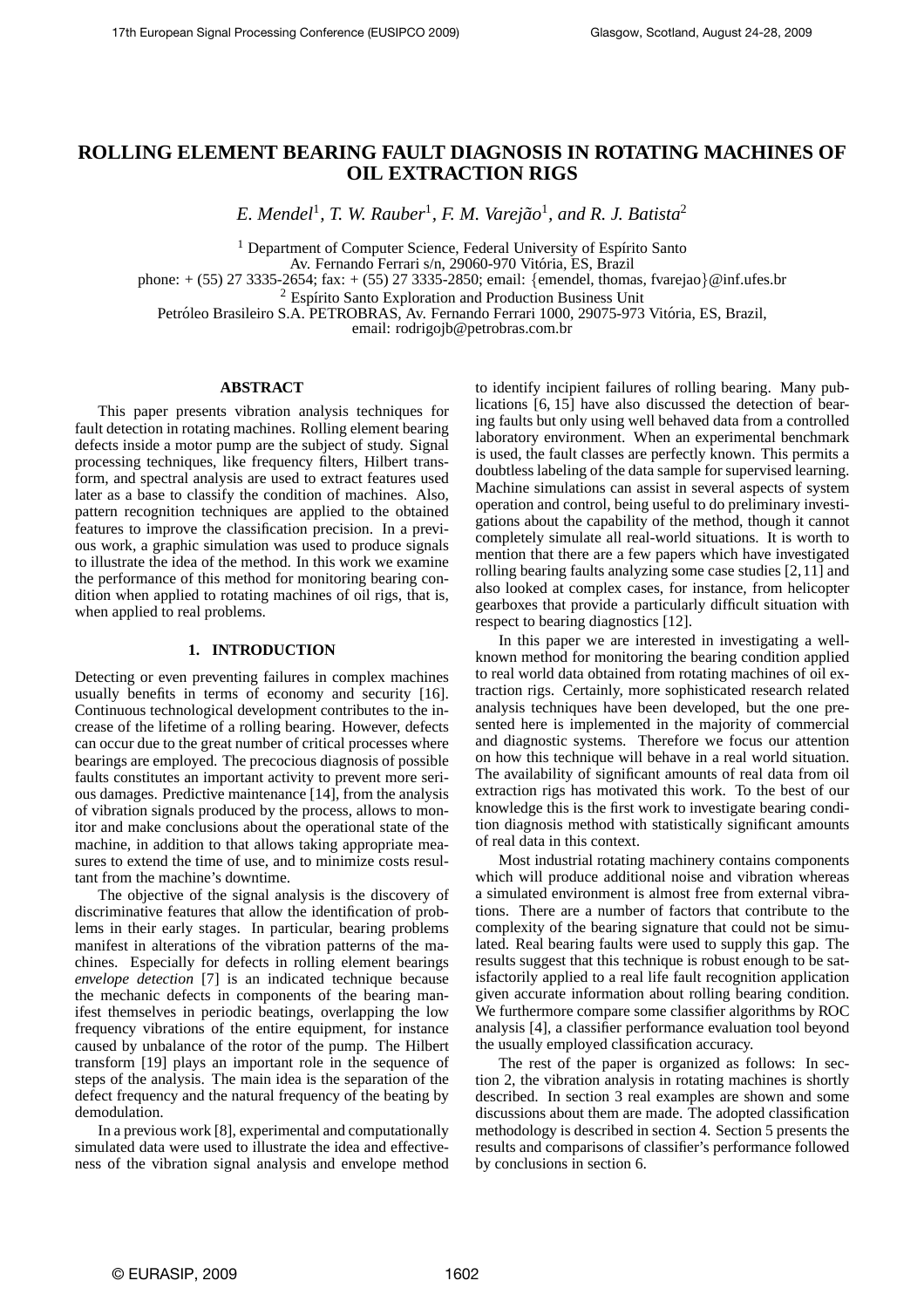# ROLLING ELEMENT BEARING FAULT DIAGNOSIS IN ROTATING MACHINES OF OIL EXTRACTION RIGS

*E. Mendel*[1], *T. W. Rauber*[1], *F. M. Varejão*[1], *and R. J. Batista*[2]

[1] Department of Computer Science, Federal University of Espírito Santo
Av. Fernando Ferrari s/n, 29060-970 Vitória, ES, Brazil
phone: + (55) 27 3335-2654; fax: + (55) 27 3335-2850; email: {emendel, thomas, fvarejao}@inf.ufes.br
[2] Espírito Santo Exploration and Production Business Unit
Petróleo Brasileiro S.A. PETROBRAS, Av. Fernando Ferrari 1000, 29075-973 Vitória, ES, Brazil,
email: rodrigojb@petrobras.com.br

## ABSTRACT

This paper presents vibration analysis techniques for fault detection in rotating machines. Rolling element bearing defects inside a motor pump are the subject of study. Signal processing techniques, like frequency filters, Hilbert transform, and spectral analysis are used to extract features used later as a base to classify the condition of machines. Also, pattern recognition techniques are applied to the obtained features to improve the classification precision. In a previous work, a graphic simulation was used to produce signals to illustrate the idea of the method. In this work we examine the performance of this method for monitoring bearing condition when applied to rotating machines of oil rigs, that is, when applied to real problems.

## 1. INTRODUCTION

Detecting or even preventing failures in complex machines usually benefits in terms of economy and security [16]. Continuous technological development contributes to the increase of the lifetime of a rolling bearing. However, defects can occur due to the great number of critical processes where bearings are employed. The precocious diagnosis of possible faults constitutes an important activity to prevent more serious damages. Predictive maintenance [14], from the analysis of vibration signals produced by the process, allows to monitor and make conclusions about the operational state of the machine, in addition to that allows taking appropriate measures to extend the time of use, and to minimize costs resultant from the machine's downtime.

The objective of the signal analysis is the discovery of discriminative features that allow the identification of problems in their early stages. In particular, bearing problems manifest in alterations of the vibration patterns of the machines. Especially for defects in rolling element bearings *envelope detection* [7] is an indicated technique because the mechanic defects in components of the bearing manifest themselves in periodic beatings, overlapping the low frequency vibrations of the entire equipment, for instance caused by unbalance of the rotor of the pump. The Hilbert transform [19] plays an important role in the sequence of steps of the analysis. The main idea is the separation of the defect frequency and the natural frequency of the beating by demodulation.

In a previous work [8], experimental and computationally simulated data were used to illustrate the idea and effectiveness of the vibration signal analysis and envelope method to identify incipient failures of rolling bearing. Many publications [6, 15] have also discussed the detection of bearing faults but only using well behaved data from a controlled laboratory environment. When an experimental benchmark is used, the fault classes are perfectly known. This permits a doubtless labeling of the data sample for supervised learning. Machine simulations can assist in several aspects of system operation and control, being useful to do preliminary investigations about the capability of the method, though it cannot completely simulate all real-world situations. It is worth to mention that there are a few papers which have investigated rolling bearing faults analyzing some case studies [2, 11] and also looked at complex cases, for instance, from helicopter gearboxes that provide a particularly difficult situation with respect to bearing diagnostics [12].

In this paper we are interested in investigating a well-known method for monitoring the bearing condition applied to real world data obtained from rotating machines of oil extraction rigs. Certainly, more sophisticated research related analysis techniques have been developed, but the one presented here is implemented in the majority of commercial and diagnostic systems. Therefore we focus our attention on how this technique will behave in a real world situation. The availability of significant amounts of real data from oil extraction rigs has motivated this work. To the best of our knowledge this is the first work to investigate bearing condition diagnosis method with statistically significant amounts of real data in this context.

Most industrial rotating machinery contains components which will produce additional noise and vibration whereas a simulated environment is almost free from external vibrations. There are a number of factors that contribute to the complexity of the bearing signature that could not be simulated. Real bearing faults were used to supply this gap. The results suggest that this technique is robust enough to be satisfactorily applied to a real life fault recognition application given accurate information about rolling bearing condition. We furthermore compare some classifier algorithms by ROC analysis [4], a classifier performance evaluation tool beyond the usually employed classification accuracy.

The rest of the paper is organized as follows: In section 2, the vibration analysis in rotating machines is shortly described. In section 3 real examples are shown and some discussions about them are made. The adopted classification methodology is described in section 4. Section 5 presents the results and comparisons of classifier's performance followed by conclusions in section 6.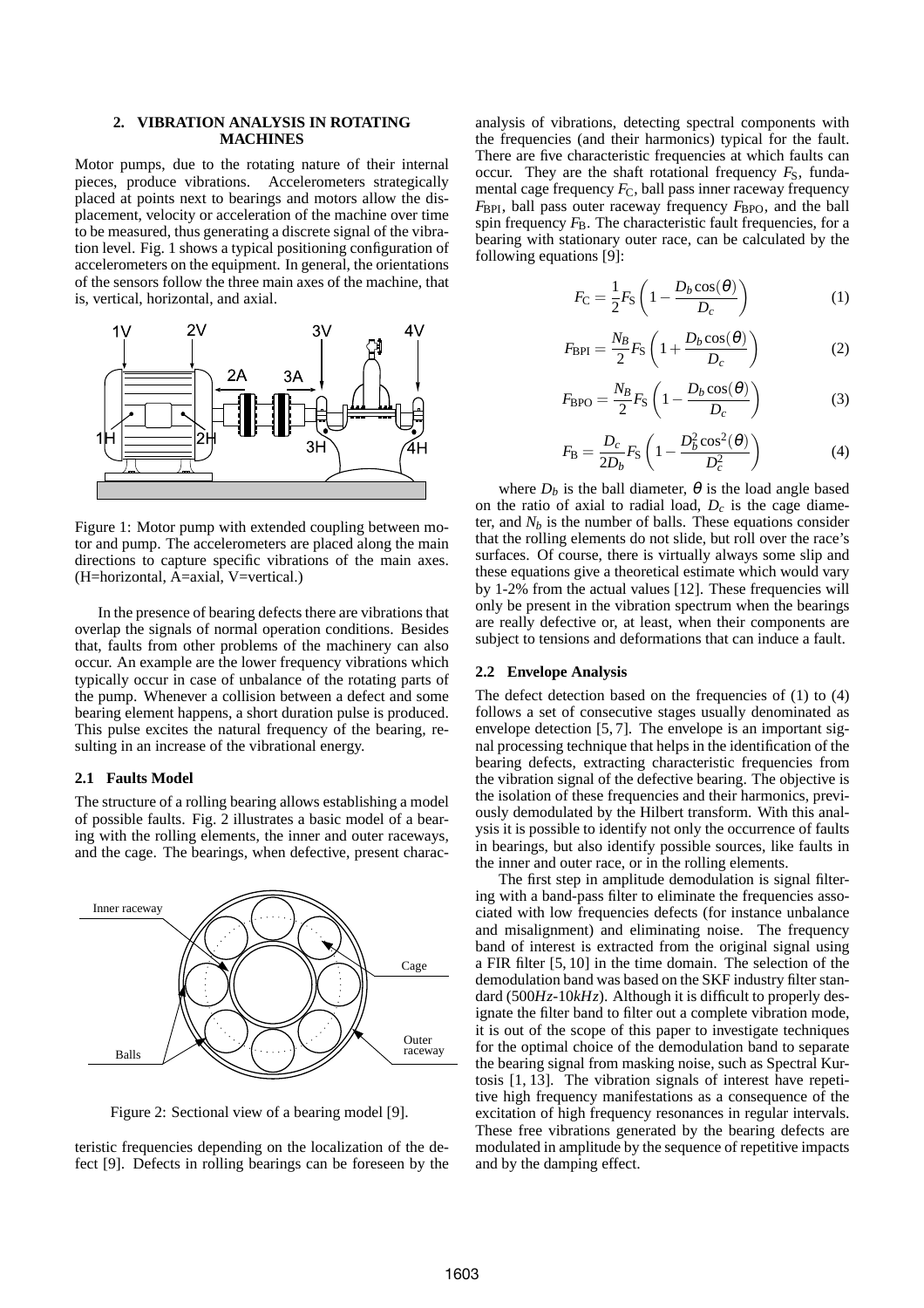## 2. VIBRATION ANALYSIS IN ROTATING MACHINES

Motor pumps, due to the rotating nature of their internal pieces, produce vibrations. Accelerometers strategically placed at points next to bearings and motors allow the displacement, velocity or acceleration of the machine over time to be measured, thus generating a discrete signal of the vibration level. Fig. 1 shows a typical positioning configuration of accelerometers on the equipment. In general, the orientations of the sensors follow the three main axes of the machine, that is, vertical, horizontal, and axial.

Figure 1: Motor pump with extended coupling between motor and pump. The accelerometers are placed along the main directions to capture specific vibrations of the main axes. (H=horizontal, A=axial, V=vertical.)

In the presence of bearing defects there are vibrations that overlap the signals of normal operation conditions. Besides that, faults from other problems of the machinery can also occur. An example are the lower frequency vibrations which typically occur in case of unbalance of the rotating parts of the pump. Whenever a collision between a defect and some bearing element happens, a short duration pulse is produced. This pulse excites the natural frequency of the bearing, resulting in an increase of the vibrational energy.

### 2.1 Faults Model

The structure of a rolling bearing allows establishing a model of possible faults. Fig. 2 illustrates a basic model of a bearing with the rolling elements, the inner and outer raceways, and the cage. The bearings, when defective, present characteristic frequencies depending on the localization of the defect [9]. Defects in rolling bearings can be foreseen by the analysis of vibrations, detecting spectral components with the frequencies (and their harmonics) typical for the fault. There are five characteristic frequencies at which faults can occur. They are the shaft rotational frequency $F_S$, fundamental cage frequency $F_C$, ball pass inner raceway frequency $F_{BPI}$, ball pass outer raceway frequency $F_{BPO}$, and the ball spin frequency $F_B$. The characteristic fault frequencies, for a bearing with stationary outer race, can be calculated by the following equations [9]:

Figure 2: Sectional view of a bearing model [9].

$$F_C = \frac{1}{2} F_S \left( 1 - \frac{D_b \cos(\theta)}{D_c} \right) \quad (1)$$

$$F_{BPI} = \frac{N_B}{2} F_S \left( 1 + \frac{D_b \cos(\theta)}{D_c} \right) \quad (2)$$

$$F_{BPO} = \frac{N_B}{2} F_S \left( 1 - \frac{D_b \cos(\theta)}{D_c} \right) \quad (3)$$

$$F_B = \frac{D_c}{2D_b} F_S \left( 1 - \frac{D_b^2 \cos^2(\theta)}{D_c^2} \right) \quad (4)$$

where $D_b$ is the ball diameter, $\theta$ is the load angle based on the ratio of axial to radial load, $D_c$ is the cage diameter, and $N_b$ is the number of balls. These equations consider that the rolling elements do not slide, but roll over the race's surfaces. Of course, there is virtually always some slip and these equations give a theoretical estimate which would vary by 1-2% from the actual values [12]. These frequencies will only be present in the vibration spectrum when the bearings are really defective or, at least, when their components are subject to tensions and deformations that can induce a fault.

### 2.2 Envelope Analysis

The defect detection based on the frequencies of (1) to (4) follows a set of consecutive stages usually denominated as envelope detection [5, 7]. The envelope is an important signal processing technique that helps in the identification of the bearing defects, extracting characteristic frequencies from the vibration signal of the defective bearing. The objective is the isolation of these frequencies and their harmonics, previously demodulated by the Hilbert transform. With this analysis it is possible to identify not only the occurrence of faults in bearings, but also identify possible sources, like faults in the inner and outer race, or in the rolling elements.

The first step in amplitude demodulation is signal filtering with a band-pass filter to eliminate the frequencies associated with low frequencies defects (for instance unbalance and misalignment) and eliminating noise. The frequency band of interest is extracted from the original signal using a FIR filter [5, 10] in the time domain. The selection of the demodulation band was based on the SKF industry filter standard (500*Hz*-10*kHz*). Although it is difficult to properly designate the filter band to filter out a complete vibration mode, it is out of the scope of this paper to investigate techniques for the optimal choice of the demodulation band to separate the bearing signal from masking noise, such as Spectral Kurtosis [1, 13]. The vibration signals of interest have repetitive high frequency manifestations as a consequence of the excitation of high frequency resonances in regular intervals. These free vibrations generated by the bearing defects are modulated in amplitude by the sequence of repetitive impacts and by the damping effect.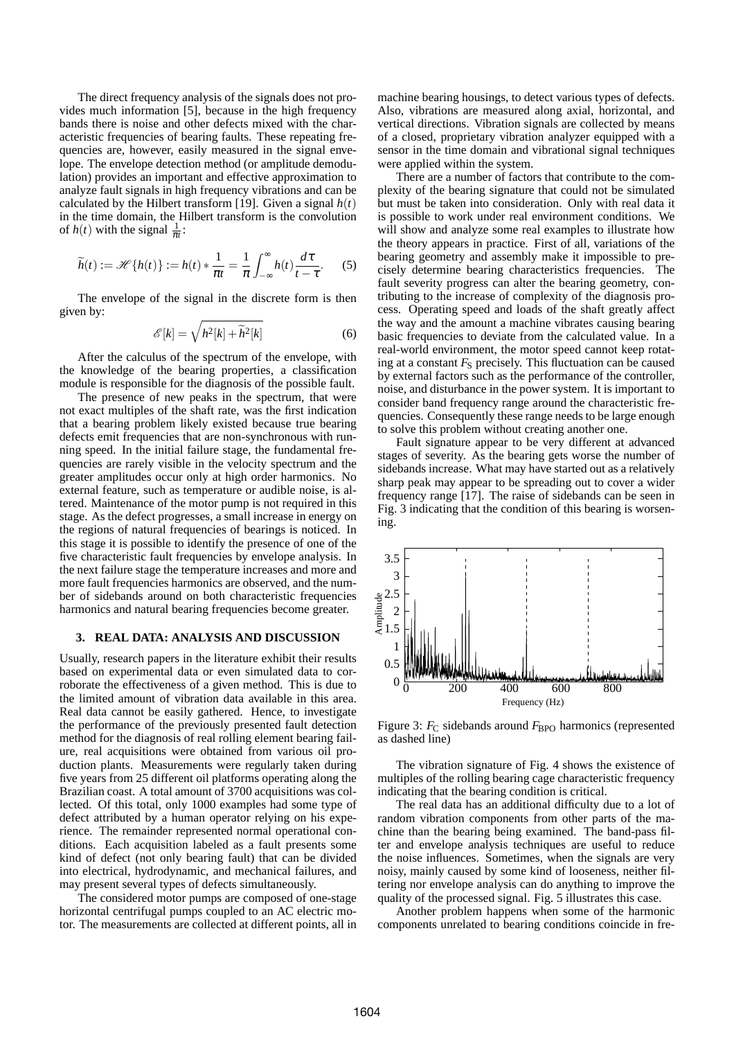The direct frequency analysis of the signals does not provides much information [5], because in the high frequency bands there is noise and other defects mixed with the characteristic frequencies of bearing faults. These repeating frequencies are, however, easily measured in the signal envelope. The envelope detection method (or amplitude demodulation) provides an important and effective approximation to analyze fault signals in high frequency vibrations and can be calculated by the Hilbert transform [19]. Given a signal $h(t)$ in the time domain, the Hilbert transform is the convolution of $h(t)$ with the signal $\frac{1}{\pi t}$:

$$\widetilde{h}(t) := \mathscr{H}\{h(t)\} := h(t) * \frac{1}{\pi t} = \frac{1}{\pi}\int_{-\infty}^{\infty} h(t)\frac{d\tau}{t-\tau}. \quad (5)$$

The envelope of the signal in the discrete form is then given by:

$$\mathscr{E}[k] = \sqrt{h^2[k] + \widetilde{h}^2[k]} \quad (6)$$

After the calculus of the spectrum of the envelope, with the knowledge of the bearing properties, a classification module is responsible for the diagnosis of the possible fault.

The presence of new peaks in the spectrum, that were not exact multiples of the shaft rate, was the first indication that a bearing problem likely existed because true bearing defects emit frequencies that are non-synchronous with running speed. In the initial failure stage, the fundamental frequencies are rarely visible in the velocity spectrum and the greater amplitudes occur only at high order harmonics. No external feature, such as temperature or audible noise, is altered. Maintenance of the motor pump is not required in this stage. As the defect progresses, a small increase in energy on the regions of natural frequencies of bearings is noticed. In this stage it is possible to identify the presence of one of the five characteristic fault frequencies by envelope analysis. In the next failure stage the temperature increases and more and more fault frequencies harmonics are observed, and the number of sidebands around on both characteristic frequencies harmonics and natural bearing frequencies become greater.

### 3. REAL DATA: ANALYSIS AND DISCUSSION

Usually, research papers in the literature exhibit their results based on experimental data or even simulated data to corroborate the effectiveness of a given method. This is due to the limited amount of vibration data available in this area. Real data cannot be easily gathered. Hence, to investigate the performance of the previously presented fault detection method for the diagnosis of real rolling element bearing failure, real acquisitions were obtained from various oil production plants. Measurements were regularly taken during five years from 25 different oil platforms operating along the Brazilian coast. A total amount of 3700 acquisitions was collected. Of this total, only 1000 examples had some type of defect attributed by a human operator relying on his experience. The remainder represented normal operational conditions. Each acquisition labeled as a fault presents some kind of defect (not only bearing fault) that can be divided into electrical, hydrodynamic, and mechanical failures, and may present several types of defects simultaneously.

The considered motor pumps are composed of one-stage horizontal centrifugal pumps coupled to an AC electric motor. The measurements are collected at different points, all in machine bearing housings, to detect various types of defects. Also, vibrations are measured along axial, horizontal, and vertical directions. Vibration signals are collected by means of a closed, proprietary vibration analyzer equipped with a sensor in the time domain and vibrational signal techniques were applied within the system.

There are a number of factors that contribute to the complexity of the bearing signature that could not be simulated but must be taken into consideration. Only with real data it is possible to work under real environment conditions. We will show and analyze some real examples to illustrate how the theory appears in practice. First of all, variations of the bearing geometry and assembly make it impossible to precisely determine bearing characteristics frequencies. The fault severity progress can alter the bearing geometry, contributing to the increase of complexity of the diagnosis process. Operating speed and loads of the shaft greatly affect the way and the amount a machine vibrates causing bearing basic frequencies to deviate from the calculated value. In a real-world environment, the motor speed cannot keep rotating at a constant $F_S$ precisely. This fluctuation can be caused by external factors such as the performance of the controller, noise, and disturbance in the power system. It is important to consider band frequency range around the characteristic frequencies. Consequently these range needs to be large enough to solve this problem without creating another one.

Fault signature appear to be very different at advanced stages of severity. As the bearing gets worse the number of sidebands increase. What may have started out as a relatively sharp peak may appear to be spreading out to cover a wider frequency range [17]. The raise of sidebands can be seen in Fig. 3 indicating that the condition of this bearing is worsening.

Figure 3: $F_C$ sidebands around $F_{BPO}$ harmonics (represented as dashed line)

The vibration signature of Fig. 4 shows the existence of multiples of the rolling bearing cage characteristic frequency indicating that the bearing condition is critical.

The real data has an additional difficulty due to a lot of random vibration components from other parts of the machine than the bearing being examined. The band-pass filter and envelope analysis techniques are useful to reduce the noise influences. Sometimes, when the signals are very noisy, mainly caused by some kind of looseness, neither filtering nor envelope analysis can do anything to improve the quality of the processed signal. Fig. 5 illustrates this case.

Another problem happens when some of the harmonic components unrelated to bearing conditions coincide in fre-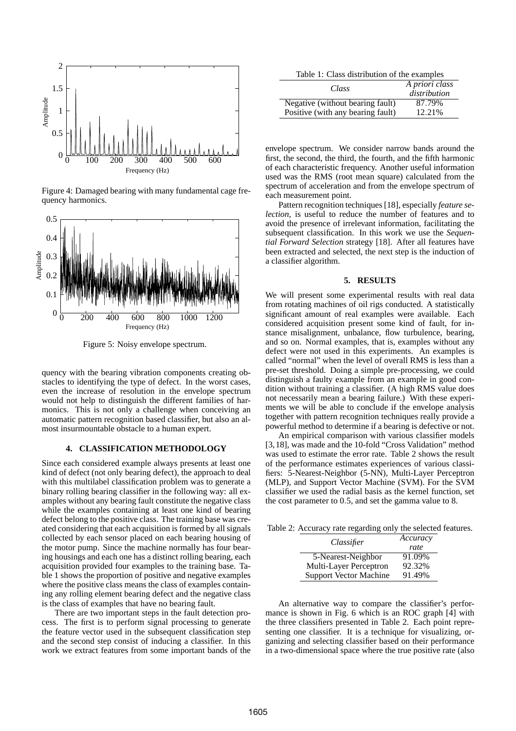Figure 4: Damaged bearing with many fundamental cage frequency harmonics.

Figure 5: Noisy envelope spectrum.

quency with the bearing vibration components creating obstacles to identifying the type of defect. In the worst cases, even the increase of resolution in the envelope spectrum would not help to distinguish the different families of harmonics. This is not only a challenge when conceiving an automatic pattern recognition based classifier, but also an almost insurmountable obstacle to a human expert.

## 4. CLASSIFICATION METHODOLOGY

Since each considered example always presents at least one kind of defect (not only bearing defect), the approach to deal with this multilabel classification problem was to generate a binary rolling bearing classifier in the following way: all examples without any bearing fault constitute the negative class while the examples containing at least one kind of bearing defect belong to the positive class. The training base was created considering that each acquisition is formed by all signals collected by each sensor placed on each bearing housing of the motor pump. Since the machine normally has four bearing housings and each one has a distinct rolling bearing, each acquisition provided four examples to the training base. Table 1 shows the proportion of positive and negative examples where the positive class means the class of examples containing any rolling element bearing defect and the negative class is the class of examples that have no bearing fault.

There are two important steps in the fault detection process. The first is to perform signal processing to generate the feature vector used in the subsequent classification step and the second step consist of inducing a classifier. In this work we extract features from some important bands of the envelope spectrum. We consider narrow bands around the first, the second, the third, the fourth, and the fifth harmonic of each characteristic frequency. Another useful information used was the RMS (root mean square) calculated from the spectrum of acceleration and from the envelope spectrum of each measurement point.

Table 1: Class distribution of the examples

| *Class* | *A priori class distribution* |
|---|---|
| Negative (without bearing fault) | 87.79% |
| Positive (with any bearing fault) | 12.21% |

Pattern recognition techniques [18], especially *feature selection*, is useful to reduce the number of features and to avoid the presence of irrelevant information, facilitating the subsequent classification. In this work we use the *Sequential Forward Selection* strategy [18]. After all features have been extracted and selected, the next step is the induction of a classifier algorithm.

## 5. RESULTS

We will present some experimental results with real data from rotating machines of oil rigs conducted. A statistically significant amount of real examples were available. Each considered acquisition present some kind of fault, for instance misalignment, unbalance, flow turbulence, bearing, and so on. Normal examples, that is, examples without any defect were not used in this experiments. An examples is called "normal" when the level of overall RMS is less than a pre-set threshold. Doing a simple pre-processing, we could distinguish a faulty example from an example in good condition without training a classifier. (A high RMS value does not necessarily mean a bearing failure.) With these experiments we will be able to conclude if the envelope analysis together with pattern recognition techniques really provide a powerful method to determine if a bearing is defective or not.

An empirical comparison with various classifier models [3, 18], was made and the 10-fold "Cross Validation" method was used to estimate the error rate. Table 2 shows the result of the performance estimates experiences of various classifiers: 5-Nearest-Neighbor (5-NN), Multi-Layer Perceptron (MLP), and Support Vector Machine (SVM). For the SVM classifier we used the radial basis as the kernel function, set the cost parameter to 0.5, and set the gamma value to 8.

Table 2: Accuracy rate regarding only the selected features.

| *Classifier* | *Accuracy rate* |
|---|---|
| 5-Nearest-Neighbor | 91.09% |
| Multi-Layer Perceptron | 92.32% |
| Support Vector Machine | 91.49% |

An alternative way to compare the classifier's performance is shown in Fig. 6 which is an ROC graph [4] with the three classifiers presented in Table 2. Each point representing one classifier. It is a technique for visualizing, organizing and selecting classifier based on their performance in a two-dimensional space where the true positive rate (also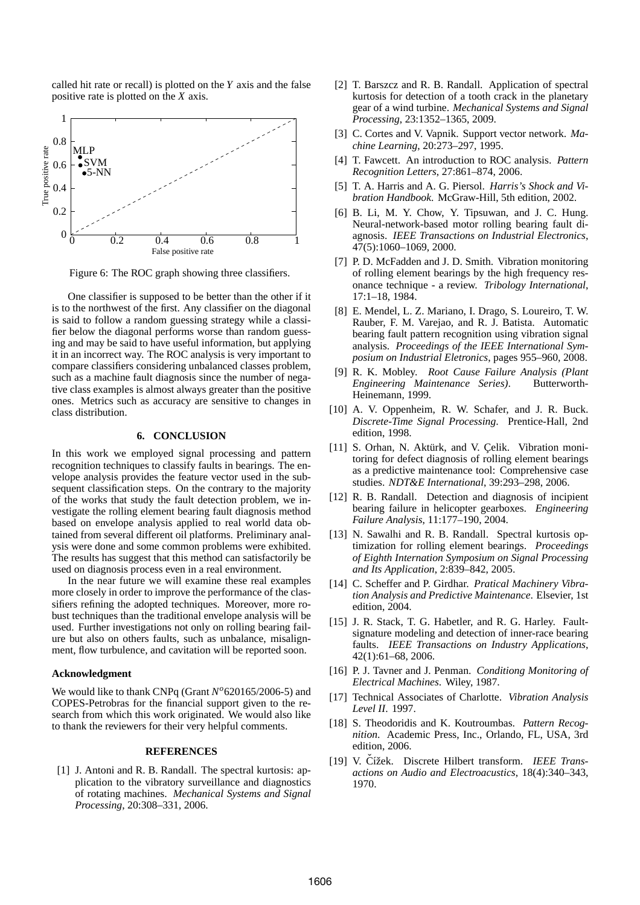called hit rate or recall) is plotted on the $Y$ axis and the false positive rate is plotted on the $X$ axis.

1
0.8
0.6
0.4
0.2
0
True positive rate
MLP
SVM
5-NN
0
0.2
0.4
0.6
0.8
1
False positive rate

Figure 6: The ROC graph showing three classifiers.

One classifier is supposed to be better than the other if it is to the northwest of the first. Any classifier on the diagonal is said to follow a random guessing strategy while a classifier below the diagonal performs worse than random guessing and may be said to have useful information, but applying it in an incorrect way. The ROC analysis is very important to compare classifiers considering unbalanced classes problem, such as a machine fault diagnosis since the number of negative class examples is almost always greater than the positive ones. Metrics such as accuracy are sensitive to changes in class distribution.

## 6. CONCLUSION

In this work we employed signal processing and pattern recognition techniques to classify faults in bearings. The envelope analysis provides the feature vector used in the subsequent classification steps. On the contrary to the majority of the works that study the fault detection problem, we investigate the rolling element bearing fault diagnosis method based on envelope analysis applied to real world data obtained from several different oil platforms. Preliminary analysis were done and some common problems were exhibited. The results has suggest that this method can satisfactorily be used on diagnosis process even in a real environment.

In the near future we will examine these real examples more closely in order to improve the performance of the classifiers refining the adopted techniques. Moreover, more robust techniques than the traditional envelope analysis will be used. Further investigations not only on rolling bearing failure but also on others faults, such as unbalance, misalignment, flow turbulence, and cavitation will be reported soon.

### Acknowledgment

We would like to thank CNPq (Grant $N^o$620165/2006-5) and COPES-Petrobras for the financial support given to the research from which this work originated. We would also like to thank the reviewers for their very helpful comments.

## REFERENCES

[1] J. Antoni and R. B. Randall. The spectral kurtosis: application to the vibratory surveillance and diagnostics of rotating machines. *Mechanical Systems and Signal Processing*, 20:308–331, 2006.

[2] T. Barszcz and R. B. Randall. Application of spectral kurtosis for detection of a tooth crack in the planetary gear of a wind turbine. *Mechanical Systems and Signal Processing*, 23:1352–1365, 2009.

[3] C. Cortes and V. Vapnik. Support vector network. *Machine Learning*, 20:273–297, 1995.

[4] T. Fawcett. An introduction to ROC analysis. *Pattern Recognition Letters*, 27:861–874, 2006.

[5] T. A. Harris and A. G. Piersol. *Harris's Shock and Vibration Handbook*. McGraw-Hill, 5th edition, 2002.

[6] B. Li, M. Y. Chow, Y. Tipsuwan, and J. C. Hung. Neural-network-based motor rolling bearing fault diagnosis. *IEEE Transactions on Industrial Electronics*, 47(5):1060–1069, 2000.

[7] P. D. McFadden and J. D. Smith. Vibration monitoring of rolling element bearings by the high frequency resonance technique - a review. *Tribology International*, 17:1–18, 1984.

[8] E. Mendel, L. Z. Mariano, I. Drago, S. Loureiro, T. W. Rauber, F. M. Varejao, and R. J. Batista. Automatic bearing fault pattern recognition using vibration signal analysis. *Proceedings of the IEEE International Symposium on Industrial Eletronics*, pages 955–960, 2008.

[9] R. K. Mobley. *Root Cause Failure Analysis (Plant Engineering Maintenance Series)*. Butterworth-Heinemann, 1999.

[10] A. V. Oppenheim, R. W. Schafer, and J. R. Buck. *Discrete-Time Signal Processing*. Prentice-Hall, 2nd edition, 1998.

[11] S. Orhan, N. Aktürk, and V. Çelik. Vibration monitoring for defect diagnosis of rolling element bearings as a predictive maintenance tool: Comprehensive case studies. *NDT&E International*, 39:293–298, 2006.

[12] R. B. Randall. Detection and diagnosis of incipient bearing failure in helicopter gearboxes. *Engineering Failure Analysis*, 11:177–190, 2004.

[13] N. Sawalhi and R. B. Randall. Spectral kurtosis optimization for rolling element bearings. *Proceedings of Eighth Internation Symposium on Signal Processing and Its Application*, 2:839–842, 2005.

[14] C. Scheffer and P. Girdhar. *Pratical Machinery Vibration Analysis and Predictive Maintenance*. Elsevier, 1st edition, 2004.

[15] J. R. Stack, T. G. Habetler, and R. G. Harley. Fault-signature modeling and detection of inner-race bearing faults. *IEEE Transactions on Industry Applications*, 42(1):61–68, 2006.

[16] P. J. Tavner and J. Penman. *Conditiong Monitoring of Electrical Machines*. Wiley, 1987.

[17] Technical Associates of Charlotte. *Vibration Analysis Level II*. 1997.

[18] S. Theodoridis and K. Koutroumbas. *Pattern Recognition*. Academic Press, Inc., Orlando, FL, USA, 3rd edition, 2006.

[19] V. Čížek. Discrete Hilbert transform. *IEEE Transactions on Audio and Electroacoustics*, 18(4):340–343, 1970.